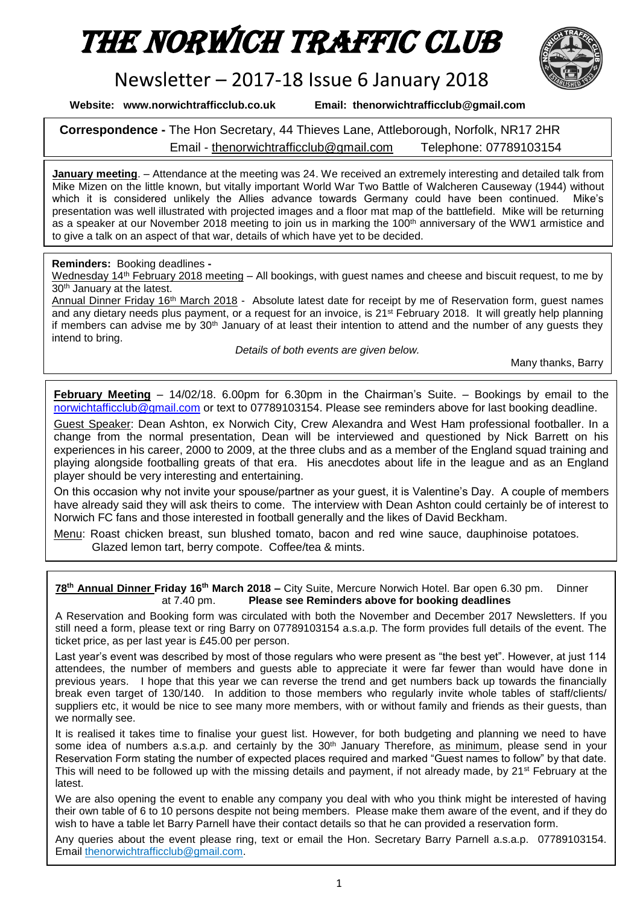# THE NORWICH TRAFFIC CLUB

## Newsletter – 2017-18 Issue 6 January 2018

**Website: www.norwichtrafficclub.co.uk** **Email: thenorwichtrafficclub@gmail.com**

**Correspondence -** The Hon Secretary, 44 Thieves Lane, Attleborough, Norfolk, NR17 2HR
Email - thenorwichtrafficclub@gmail.com Telephone: 07789103154

**January meeting**. – Attendance at the meeting was 24. We received an extremely interesting and detailed talk from Mike Mizen on the little known, but vitally important World War Two Battle of Walcheren Causeway (1944) without which it is considered unlikely the Allies advance towards Germany could have been continued. Mike's presentation was well illustrated with projected images and a floor mat map of the battlefield. Mike will be returning as a speaker at our November 2018 meeting to join us in marking the 100th anniversary of the WW1 armistice and to give a talk on an aspect of that war, details of which have yet to be decided.

**Reminders:** Booking deadlines **-**

Wednesday 14th February 2018 meeting – All bookings, with guest names and cheese and biscuit request, to me by 30th January at the latest.

Annual Dinner Friday 16th March 2018 - Absolute latest date for receipt by me of Reservation form, guest names and any dietary needs plus payment, or a request for an invoice, is 21st February 2018. It will greatly help planning if members can advise me by 30th January of at least their intention to attend and the number of any guests they intend to bring.

*Details of both events are given below.*

Many thanks, Barry

**February Meeting** – 14/02/18. 6.00pm for 6.30pm in the Chairman's Suite. – Bookings by email to the norwichtafficclub@gmail.com or text to 07789103154. Please see reminders above for last booking deadline.

Guest Speaker: Dean Ashton, ex Norwich City, Crew Alexandra and West Ham professional footballer. In a change from the normal presentation, Dean will be interviewed and questioned by Nick Barrett on his experiences in his career, 2000 to 2009, at the three clubs and as a member of the England squad training and playing alongside footballing greats of that era. His anecdotes about life in the league and as an England player should be very interesting and entertaining.

On this occasion why not invite your spouse/partner as your guest, it is Valentine's Day. A couple of members have already said they will ask theirs to come. The interview with Dean Ashton could certainly be of interest to Norwich FC fans and those interested in football generally and the likes of David Beckham.

Menu: Roast chicken breast, sun blushed tomato, bacon and red wine sauce, dauphinoise potatoes.
Glazed lemon tart, berry compote. Coffee/tea & mints.

**78th Annual Dinner Friday 16th March 2018 –** City Suite, Mercure Norwich Hotel. Bar open 6.30 pm. Dinner at 7.40 pm. **Please see Reminders above for booking deadlines**

A Reservation and Booking form was circulated with both the November and December 2017 Newsletters. If you still need a form, please text or ring Barry on 07789103154 a.s.a.p. The form provides full details of the event. The ticket price, as per last year is £45.00 per person.

Last year's event was described by most of those regulars who were present as "the best yet". However, at just 114 attendees, the number of members and guests able to appreciate it were far fewer than would have done in previous years. I hope that this year we can reverse the trend and get numbers back up towards the financially break even target of 130/140. In addition to those members who regularly invite whole tables of staff/clients/ suppliers etc, it would be nice to see many more members, with or without family and friends as their guests, than we normally see.

It is realised it takes time to finalise your guest list. However, for both budgeting and planning we need to have some idea of numbers a.s.a.p. and certainly by the 30th January Therefore, as minimum, please send in your Reservation Form stating the number of expected places required and marked "Guest names to follow" by that date. This will need to be followed up with the missing details and payment, if not already made, by 21st February at the latest.

We are also opening the event to enable any company you deal with who you think might be interested of having their own table of 6 to 10 persons despite not being members. Please make them aware of the event, and if they do wish to have a table let Barry Parnell have their contact details so that he can provided a reservation form.

Any queries about the event please ring, text or email the Hon. Secretary Barry Parnell a.s.a.p. 07789103154. Email thenorwichtrafficclub@gmail.com.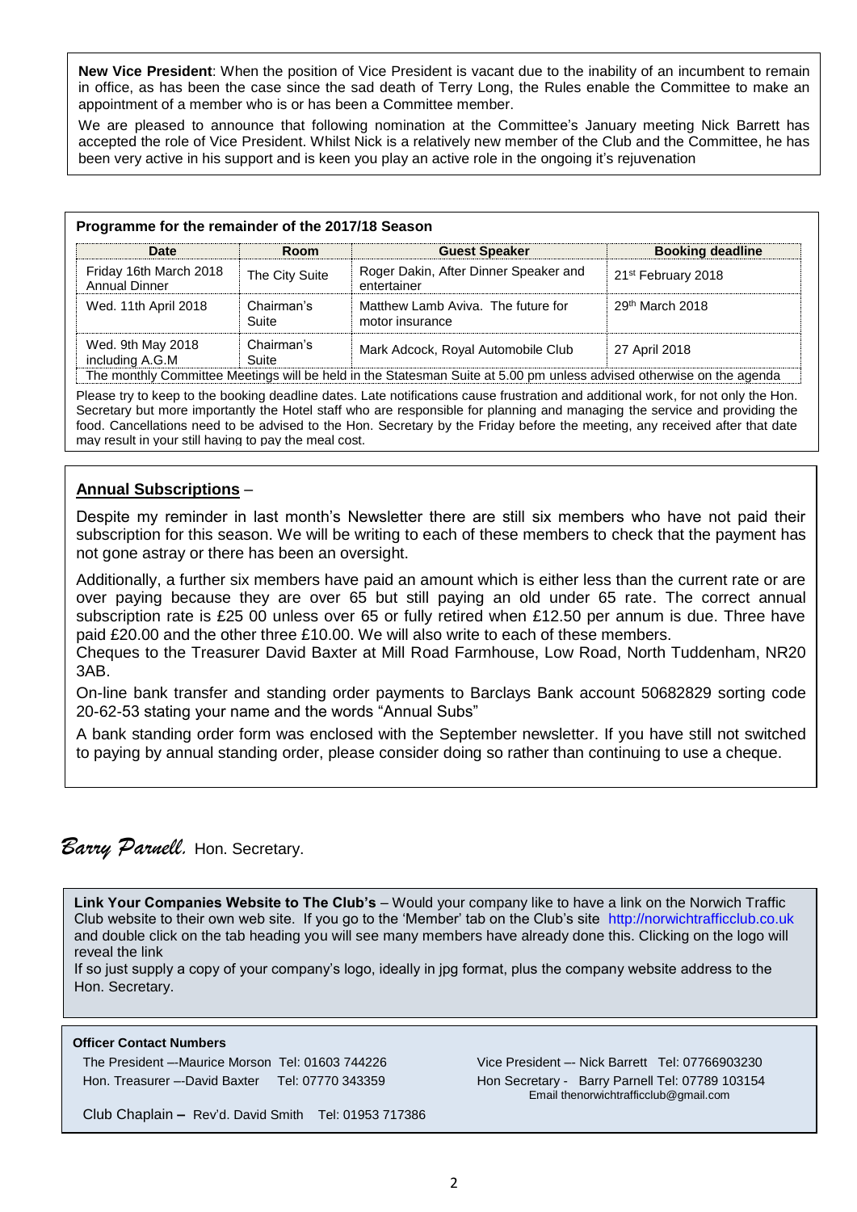**New Vice President**: When the position of Vice President is vacant due to the inability of an incumbent to remain in office, as has been the case since the sad death of Terry Long, the Rules enable the Committee to make an appointment of a member who is or has been a Committee member.

We are pleased to announce that following nomination at the Committee's January meeting Nick Barrett has accepted the role of Vice President. Whilst Nick is a relatively new member of the Club and the Committee, he has been very active in his support and is keen you play an active role in the ongoing it's rejuvenation

**Programme for the remainder of the 2017/18 Season**

| Date | Room | Guest Speaker | Booking deadline |
|---|---|---|---|
| Friday 16th March 2018 Annual Dinner | The City Suite | Roger Dakin, After Dinner Speaker and entertainer | 21st February 2018 |
| Wed. 11th April 2018 | Chairman's Suite | Matthew Lamb Aviva. The future for motor insurance | 29th March 2018 |
| Wed. 9th May 2018 including A.G.M | Chairman's Suite | Mark Adcock, Royal Automobile Club | 27 April 2018 |
| The monthly Committee Meetings will be held in the Statesman Suite at 5.00 pm unless advised otherwise on the agenda | | | |

Please try to keep to the booking deadline dates. Late notifications cause frustration and additional work, for not only the Hon. Secretary but more importantly the Hotel staff who are responsible for planning and managing the service and providing the food. Cancellations need to be advised to the Hon. Secretary by the Friday before the meeting, any received after that date may result in your still having to pay the meal cost.

**Annual Subscriptions** –

Despite my reminder in last month's Newsletter there are still six members who have not paid their subscription for this season. We will be writing to each of these members to check that the payment has not gone astray or there has been an oversight.

Additionally, a further six members have paid an amount which is either less than the current rate or are over paying because they are over 65 but still paying an old under 65 rate. The correct annual subscription rate is £25 00 unless over 65 or fully retired when £12.50 per annum is due. Three have paid £20.00 and the other three £10.00. We will also write to each of these members.

Cheques to the Treasurer David Baxter at Mill Road Farmhouse, Low Road, North Tuddenham, NR20 3AB.

On-line bank transfer and standing order payments to Barclays Bank account 50682829 sorting code 20-62-53 stating your name and the words "Annual Subs"

A bank standing order form was enclosed with the September newsletter. If you have still not switched to paying by annual standing order, please consider doing so rather than continuing to use a cheque.

*Barry Parnell.* Hon. Secretary.

**Link Your Companies Website to The Club's** – Would your company like to have a link on the Norwich Traffic Club website to their own web site. If you go to the 'Member' tab on the Club's site http://norwichtrafficclub.co.uk and double click on the tab heading you will see many members have already done this. Clicking on the logo will reveal the link

If so just supply a copy of your company's logo, ideally in jpg format, plus the company website address to the Hon. Secretary.

**Officer Contact Numbers**

The President –-Maurice Morson Tel: 01603 744226

Hon. Treasurer –-David Baxter Tel: 07770 343359

Vice President –- Nick Barrett Tel: 07766903230

Hon Secretary - Barry Parnell Tel: 07789 103154
Email thenorwichtrafficclub@gmail.com

Club Chaplain – Rev'd. David Smith Tel: 01953 717386